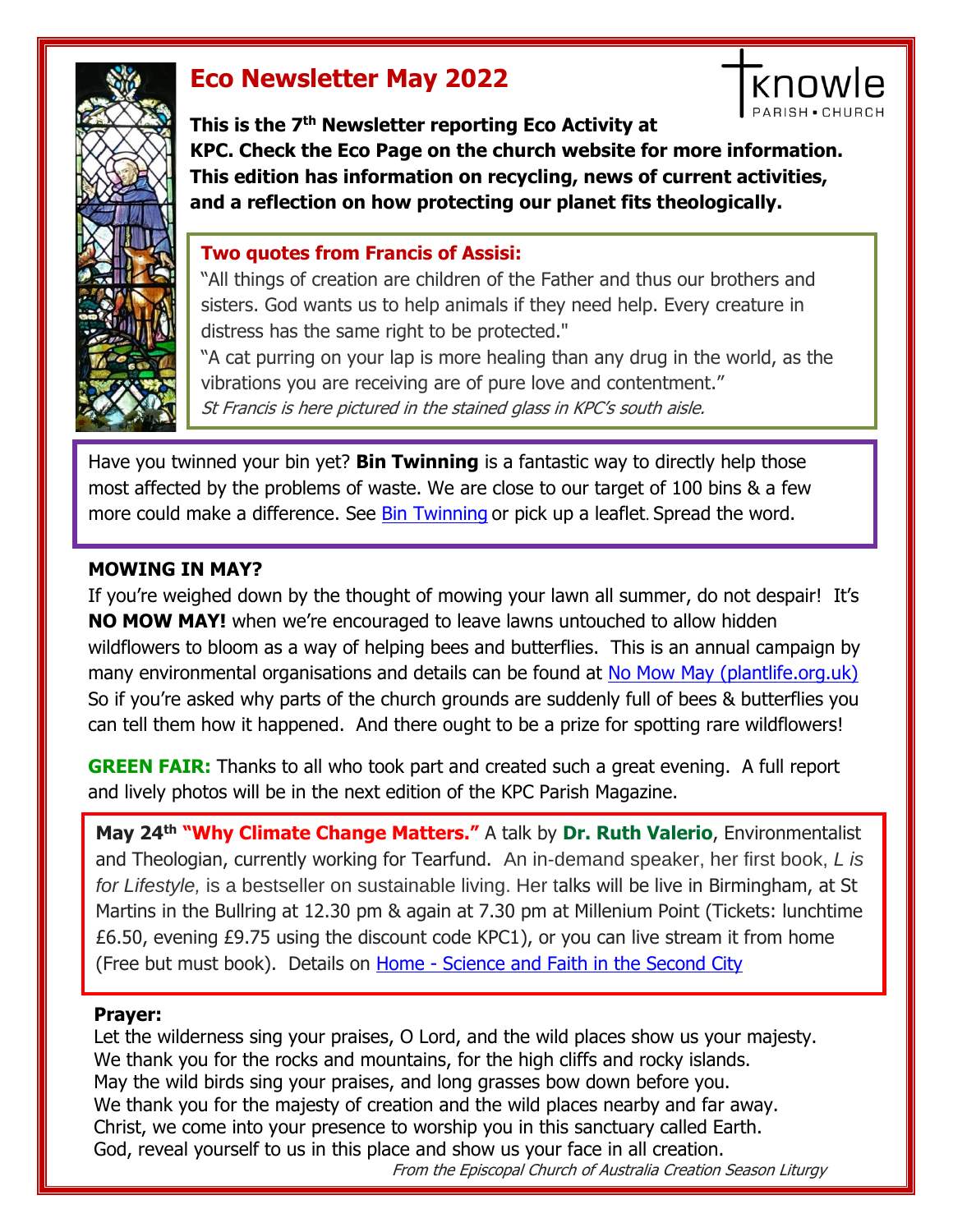# Eco Newsletter May 2022

**This is the 7th Newsletter reporting Eco Activity at KPC. Check the Eco Page on the church website for more information. This edition has information on recycling, news of current activities, and a reflection on how protecting our planet fits theologically.**

## Two quotes from Francis of Assisi:

"All things of creation are children of the Father and thus our brothers and sisters. God wants us to help animals if they need help. Every creature in distress has the same right to be protected."

"A cat purring on your lap is more healing than any drug in the world, as the vibrations you are receiving are of pure love and contentment."

*St Francis is here pictured in the stained glass in KPC's south aisle.*

Have you twinned your bin yet? **Bin Twinning** is a fantastic way to directly help those most affected by the problems of waste. We are close to our target of 100 bins & a few more could make a difference. See Bin Twinning or pick up a leaflet. Spread the word.

**MOWING IN MAY?**

If you're weighed down by the thought of mowing your lawn all summer, do not despair! It's **NO MOW MAY!** when we're encouraged to leave lawns untouched to allow hidden wildflowers to bloom as a way of helping bees and butterflies. This is an annual campaign by many environmental organisations and details can be found at No Mow May (plantlife.org.uk) So if you're asked why parts of the church grounds are suddenly full of bees & butterflies you can tell them how it happened. And there ought to be a prize for spotting rare wildflowers!

**GREEN FAIR:** Thanks to all who took part and created such a great evening. A full report and lively photos will be in the next edition of the KPC Parish Magazine.

**May 24th "Why Climate Change Matters."** A talk by **Dr. Ruth Valerio**, Environmentalist and Theologian, currently working for Tearfund. An in-demand speaker, her first book, *L is for Lifestyle,* is a bestseller on sustainable living. Her talks will be live in Birmingham, at St Martins in the Bullring at 12.30 pm & again at 7.30 pm at Millenium Point (Tickets: lunchtime £6.50, evening £9.75 using the discount code KPC1), or you can live stream it from home (Free but must book). Details on Home - Science and Faith in the Second City

**Prayer:**

Let the wilderness sing your praises, O Lord, and the wild places show us your majesty.
We thank you for the rocks and mountains, for the high cliffs and rocky islands.
May the wild birds sing your praises, and long grasses bow down before you.
We thank you for the majesty of creation and the wild places nearby and far away.
Christ, we come into your presence to worship you in this sanctuary called Earth.
God, reveal yourself to us in this place and show us your face in all creation.

*From the Episcopal Church of Australia Creation Season Liturgy*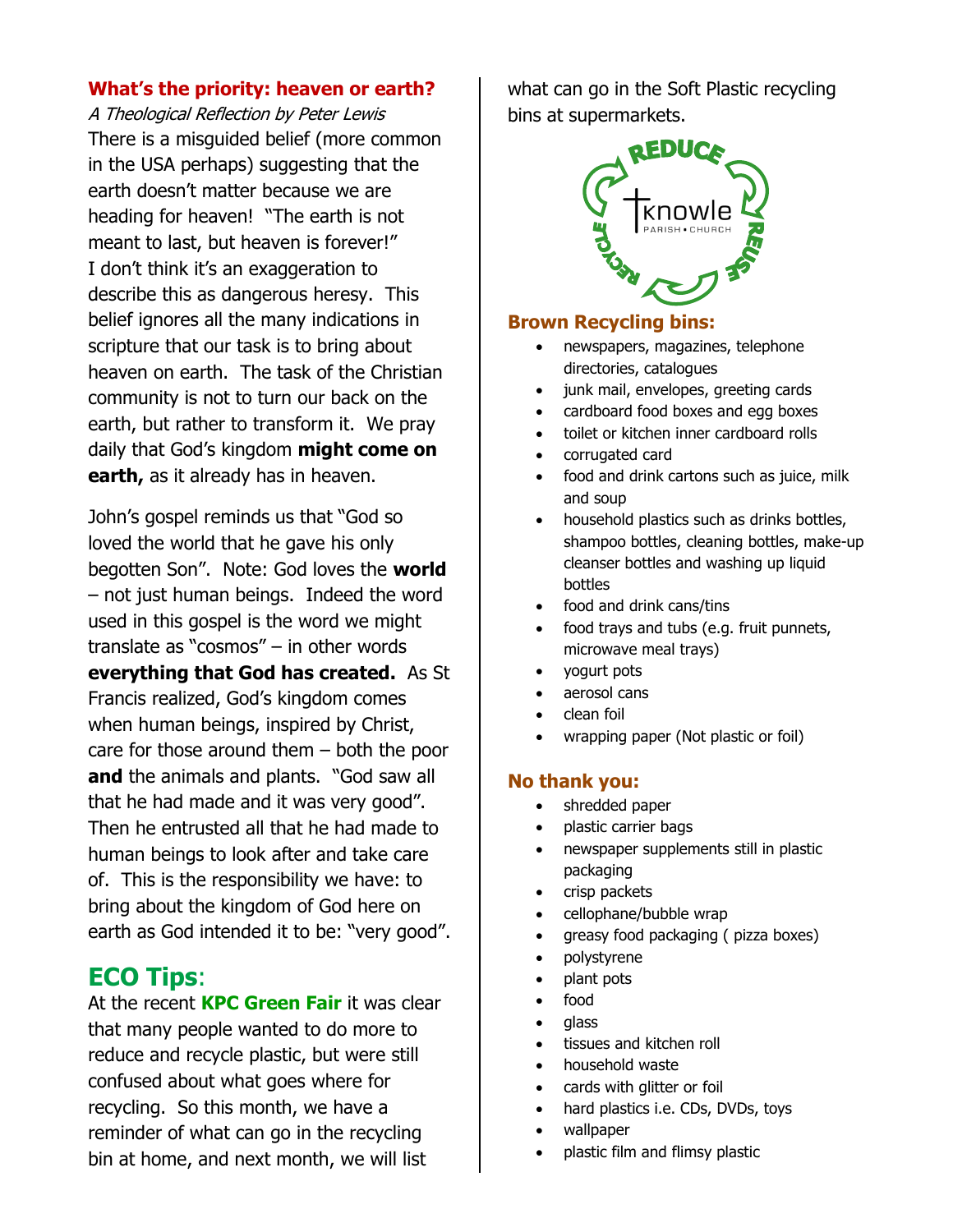## What's the priority: heaven or earth?

*A Theological Reflection by Peter Lewis*

There is a misguided belief (more common in the USA perhaps) suggesting that the earth doesn't matter because we are heading for heaven! "The earth is not meant to last, but heaven is forever!" I don't think it's an exaggeration to describe this as dangerous heresy. This belief ignores all the many indications in scripture that our task is to bring about heaven on earth. The task of the Christian community is not to turn our back on the earth, but rather to transform it. We pray daily that God's kingdom **might come on earth,** as it already has in heaven.

John's gospel reminds us that "God so loved the world that he gave his only begotten Son". Note: God loves the **world** – not just human beings. Indeed the word used in this gospel is the word we might translate as "cosmos" – in other words **everything that God has created.** As St Francis realized, God's kingdom comes when human beings, inspired by Christ, care for those around them – both the poor **and** the animals and plants. "God saw all that he had made and it was very good". Then he entrusted all that he had made to human beings to look after and take care of. This is the responsibility we have: to bring about the kingdom of God here on earth as God intended it to be: "very good".

## ECO Tips:

At the recent **KPC Green Fair** it was clear that many people wanted to do more to reduce and recycle plastic, but were still confused about what goes where for recycling. So this month, we have a reminder of what can go in the recycling bin at home, and next month, we will list what can go in the Soft Plastic recycling bins at supermarkets.

REDUCE REUSE RECYCLE

Knowle PARISH • CHURCH

### Brown Recycling bins:

- newspapers, magazines, telephone directories, catalogues
- junk mail, envelopes, greeting cards
- cardboard food boxes and egg boxes
- toilet or kitchen inner cardboard rolls
- corrugated card
- food and drink cartons such as juice, milk and soup
- household plastics such as drinks bottles, shampoo bottles, cleaning bottles, make-up cleanser bottles and washing up liquid bottles
- food and drink cans/tins
- food trays and tubs (e.g. fruit punnets, microwave meal trays)
- yogurt pots
- aerosol cans
- clean foil
- wrapping paper (Not plastic or foil)

### No thank you:

- shredded paper
- plastic carrier bags
- newspaper supplements still in plastic packaging
- crisp packets
- cellophane/bubble wrap
- greasy food packaging ( pizza boxes)
- polystyrene
- plant pots
- food
- glass
- tissues and kitchen roll
- household waste
- cards with glitter or foil
- hard plastics i.e. CDs, DVDs, toys
- wallpaper
- plastic film and flimsy plastic